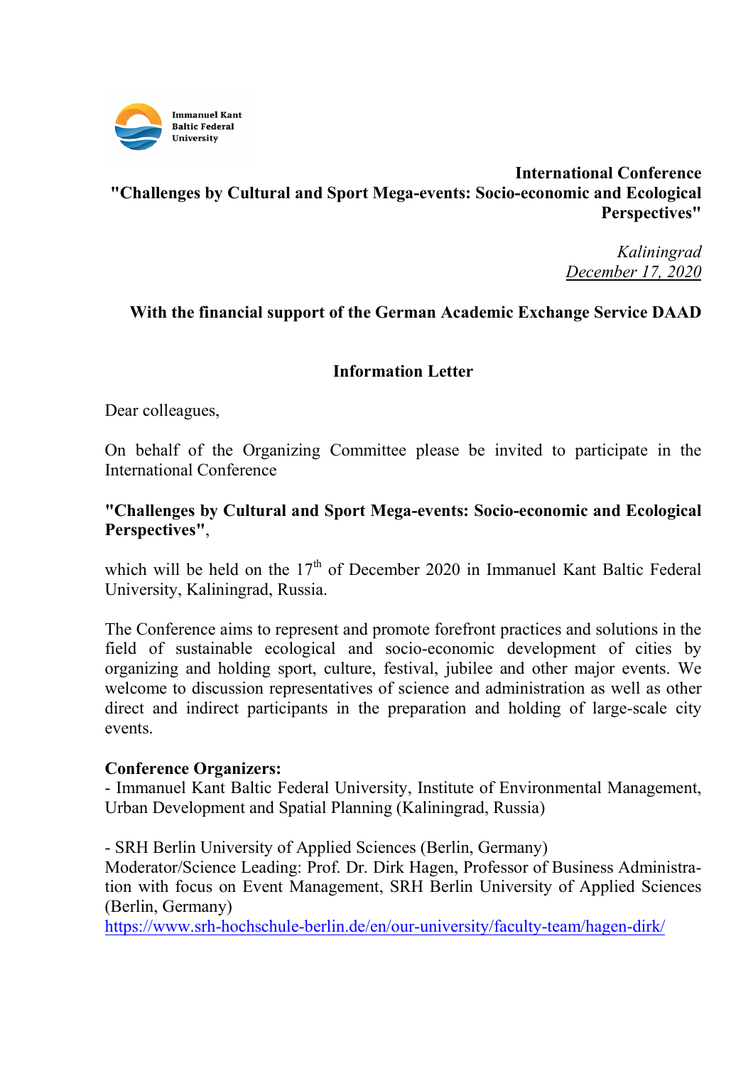Immanuel Kant
Baltic Federal
University

**International Conference**
**"Challenges by Cultural and Sport Mega-events: Socio-economic and Ecological Perspectives"**

*Kaliningrad*
*December 17, 2020*

**With the financial support of the German Academic Exchange Service DAAD**

## Information Letter

Dear colleagues,

On behalf of the Organizing Committee please be invited to participate in the International Conference

**"Challenges by Cultural and Sport Mega-events: Socio-economic and Ecological Perspectives"**,

which will be held on the 17th of December 2020 in Immanuel Kant Baltic Federal University, Kaliningrad, Russia.

The Conference aims to represent and promote forefront practices and solutions in the field of sustainable ecological and socio-economic development of cities by organizing and holding sport, culture, festival, jubilee and other major events. We welcome to discussion representatives of science and administration as well as other direct and indirect participants in the preparation and holding of large-scale city events.

**Conference Organizers:**

- Immanuel Kant Baltic Federal University, Institute of Environmental Management, Urban Development and Spatial Planning (Kaliningrad, Russia)

- SRH Berlin University of Applied Sciences (Berlin, Germany)

Moderator/Science Leading: Prof. Dr. Dirk Hagen, Professor of Business Administration with focus on Event Management, SRH Berlin University of Applied Sciences (Berlin, Germany)
https://www.srh-hochschule-berlin.de/en/our-university/faculty-team/hagen-dirk/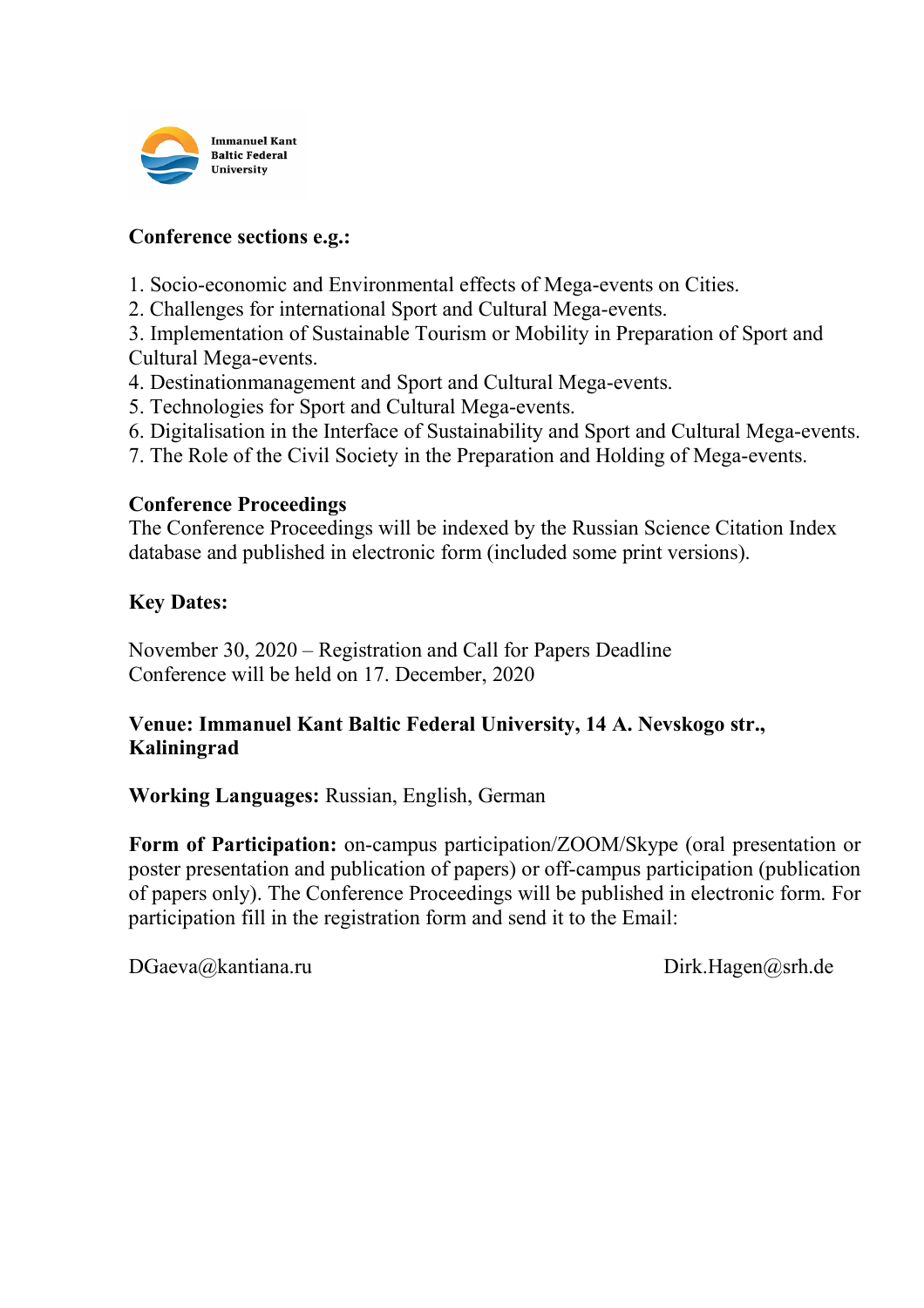Immanuel Kant Baltic Federal University

**Conference sections e.g.:**

1. Socio-economic and Environmental effects of Mega-events on Cities.
2. Challenges for international Sport and Cultural Mega-events.
3. Implementation of Sustainable Tourism or Mobility in Preparation of Sport and Cultural Mega-events.
4. Destinationmanagement and Sport and Cultural Mega-events.
5. Technologies for Sport and Cultural Mega-events.
6. Digitalisation in the Interface of Sustainability and Sport and Cultural Mega-events.
7. The Role of the Civil Society in the Preparation and Holding of Mega-events.

**Conference Proceedings**

The Conference Proceedings will be indexed by the Russian Science Citation Index database and published in electronic form (included some print versions).

**Key Dates:**

November 30, 2020 – Registration and Call for Papers Deadline
Conference will be held on 17. December, 2020

**Venue: Immanuel Kant Baltic Federal University, 14 A. Nevskogo str., Kaliningrad**

**Working Languages:** Russian, English, German

**Form of Participation:** on-campus participation/ZOOM/Skype (oral presentation or poster presentation and publication of papers) or off-campus participation (publication of papers only). The Conference Proceedings will be published in electronic form. For participation fill in the registration form and send it to the Email:

DGaeva@kantiana.ru Dirk.Hagen@srh.de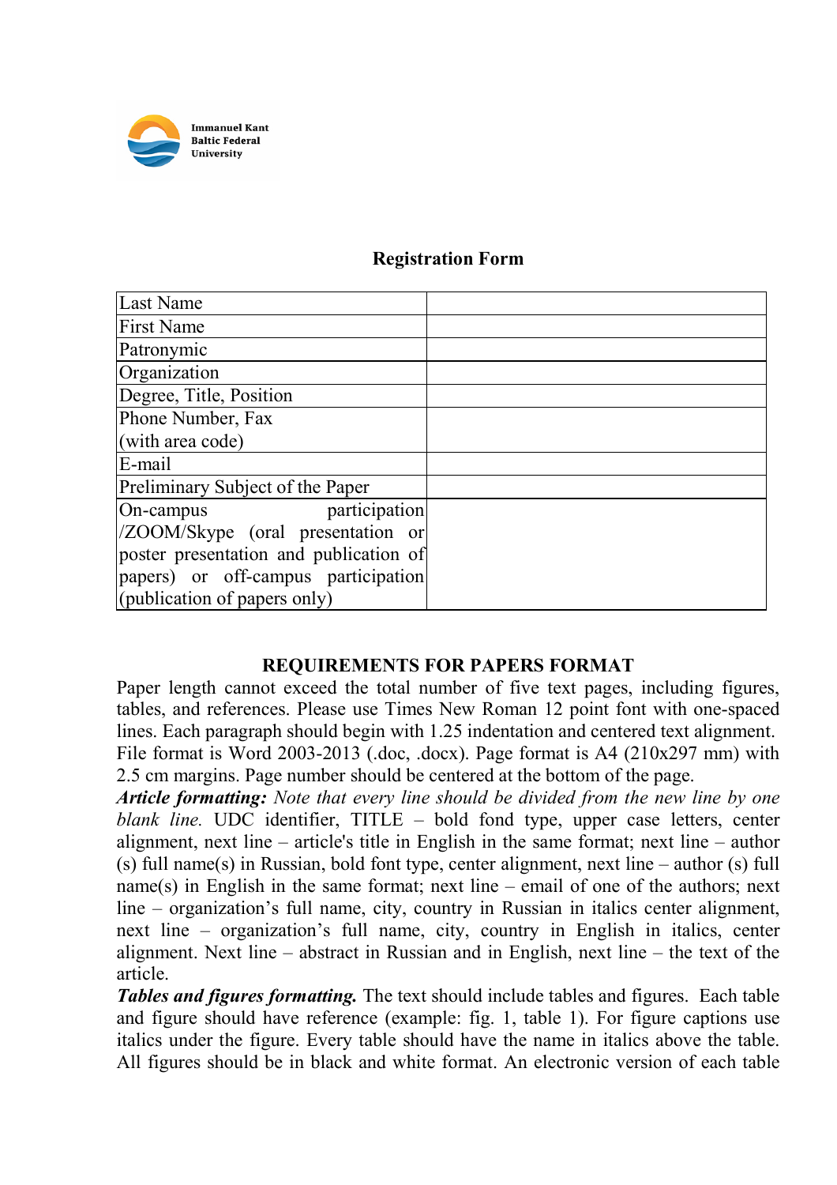Immanuel Kant Baltic Federal University

**Registration Form**

| Last Name | |
|---|---|
| First Name | |
| Patronymic | |
| Organization | |
| Degree, Title, Position | |
| Phone Number, Fax (with area code) | |
| E-mail | |
| Preliminary Subject of the Paper | |
| On-campus participation /ZOOM/Skype (oral presentation or poster presentation and publication of papers) or off-campus participation (publication of papers only) | |

**REQUIREMENTS FOR PAPERS FORMAT**

Paper length cannot exceed the total number of five text pages, including figures, tables, and references. Please use Times New Roman 12 point font with one-spaced lines. Each paragraph should begin with 1.25 indentation and centered text alignment. File format is Word 2003-2013 (.doc, .docx). Page format is A4 (210x297 mm) with 2.5 cm margins. Page number should be centered at the bottom of the page.

***Article formatting:*** *Note that every line should be divided from the new line by one blank line.* UDC identifier, TITLE – bold fond type, upper case letters, center alignment, next line – article's title in English in the same format; next line – author (s) full name(s) in Russian, bold font type, center alignment, next line – author (s) full name(s) in English in the same format; next line – email of one of the authors; next line – organization's full name, city, country in Russian in italics center alignment, next line – organization's full name, city, country in English in italics, center alignment. Next line – abstract in Russian and in English, next line – the text of the article.

***Tables and figures formatting.*** The text should include tables and figures. Each table and figure should have reference (example: fig. 1, table 1). For figure captions use italics under the figure. Every table should have the name in italics above the table. All figures should be in black and white format. An electronic version of each table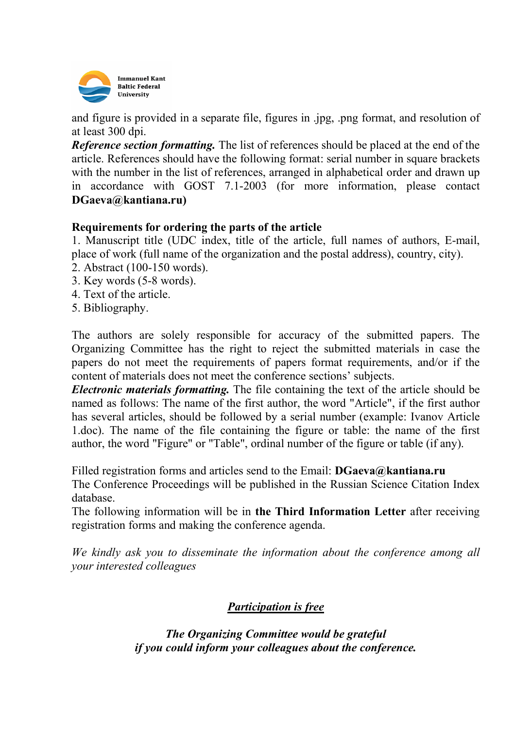and figure is provided in a separate file, figures in .jpg, .png format, and resolution of at least 300 dpi.

***Reference section formatting.*** The list of references should be placed at the end of the article. References should have the following format: serial number in square brackets with the number in the list of references, arranged in alphabetical order and drawn up in accordance with GOST 7.1-2003 (for more information, please contact **DGaeva@kantiana.ru)**

**Requirements for ordering the parts of the article**

1. Manuscript title (UDC index, title of the article, full names of authors, E-mail, place of work (full name of the organization and the postal address), country, city).
2. Abstract (100-150 words).
3. Key words (5-8 words).
4. Text of the article.
5. Bibliography.

The authors are solely responsible for accuracy of the submitted papers. The Organizing Committee has the right to reject the submitted materials in case the papers do not meet the requirements of papers format requirements, and/or if the content of materials does not meet the conference sections' subjects.

***Electronic materials formatting.*** The file containing the text of the article should be named as follows: The name of the first author, the word "Article", if the first author has several articles, should be followed by a serial number (example: Ivanov Article 1.doc). The name of the file containing the figure or table: the name of the first author, the word "Figure" or "Table", ordinal number of the figure or table (if any).

Filled registration forms and articles send to the Email: **DGaeva@kantiana.ru**

The Conference Proceedings will be published in the Russian Science Citation Index database.

The following information will be in **the Third Information Letter** after receiving registration forms and making the conference agenda.

*We kindly ask you to disseminate the information about the conference among all your interested colleagues*

***<u>Participation is free</u>***

***The Organizing Committee would be grateful***
***if you could inform your colleagues about the conference.***